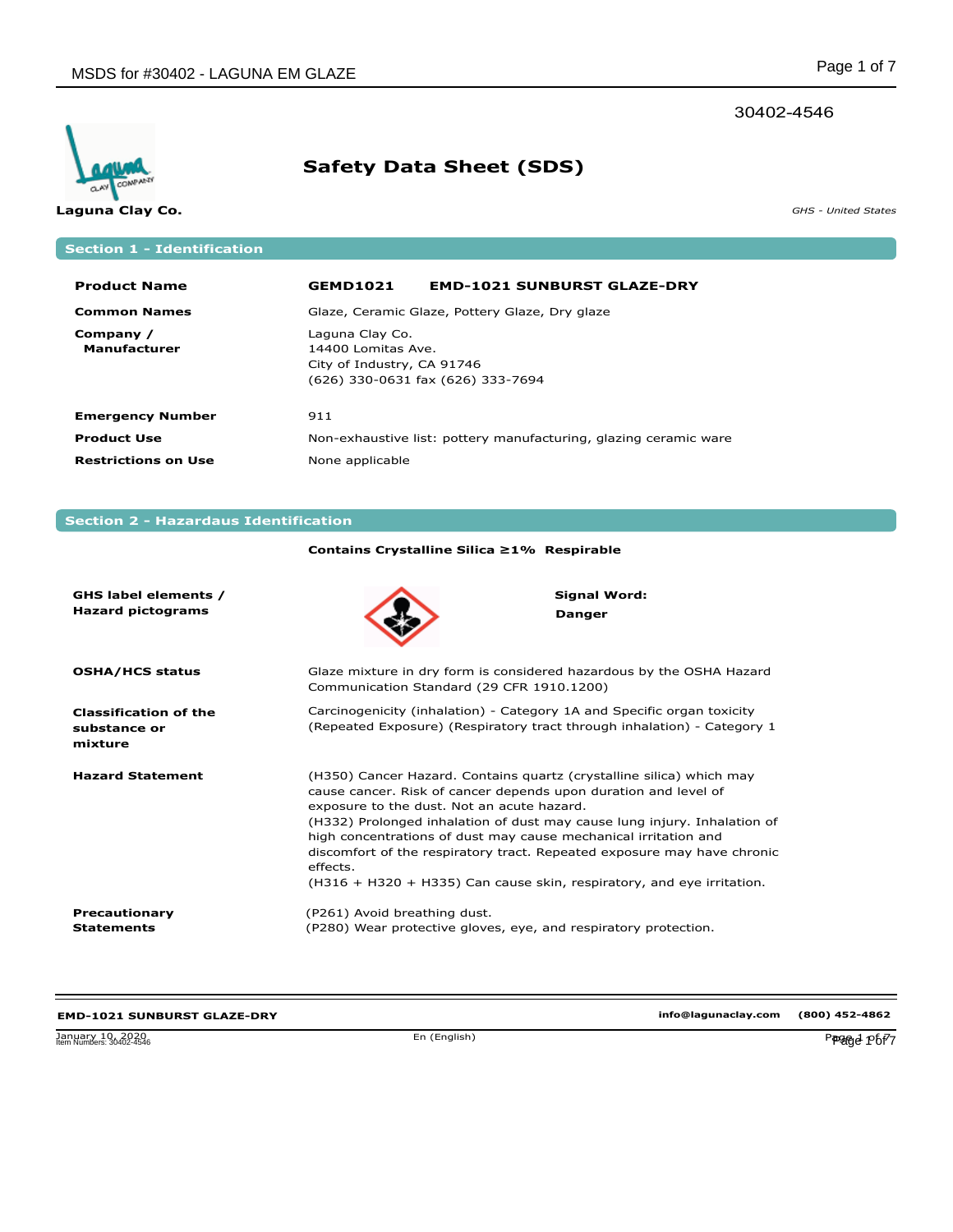30402-4546

Laguna Clay Co.

# Safety Data Sheet (SDS)

*GHS - United States*

## Section 1 - Identification

| | |
|---|---|
| **Product Name** | **GEMD1021 EMD-1021 SUNBURST GLAZE-DRY** |
| **Common Names** | Glaze, Ceramic Glaze, Pottery Glaze, Dry glaze |
| **Company / Manufacturer** | Laguna Clay Co.<br>14400 Lomitas Ave.<br>City of Industry, CA 91746<br>(626) 330-0631 fax (626) 333-7694 |
| **Emergency Number** | 911 |
| **Product Use** | Non-exhaustive list: pottery manufacturing, glazing ceramic ware |
| **Restrictions on Use** | None applicable |

## Section 2 - Hazardaus Identification

**Contains Crystalline Silica ≥1% Respirable**

**GHS label elements / Hazard pictograms**

**Signal Word: Danger**

**OSHA/HCS status**
Glaze mixture in dry form is considered hazardous by the OSHA Hazard Communication Standard (29 CFR 1910.1200)

**Classification of the substance or mixture**
Carcinogenicity (inhalation) - Category 1A and Specific organ toxicity (Repeated Exposure) (Respiratory tract through inhalation) - Category 1

**Hazard Statement**
(H350) Cancer Hazard. Contains quartz (crystalline silica) which may cause cancer. Risk of cancer depends upon duration and level of exposure to the dust. Not an acute hazard.
(H332) Prolonged inhalation of dust may cause lung injury. Inhalation of high concentrations of dust may cause mechanical irritation and discomfort of the respiratory tract. Repeated exposure may have chronic effects.
(H316 + H320 + H335) Can cause skin, respiratory, and eye irritation.

**Precautionary Statements**
(P261) Avoid breathing dust.
(P280) Wear protective gloves, eye, and respiratory protection.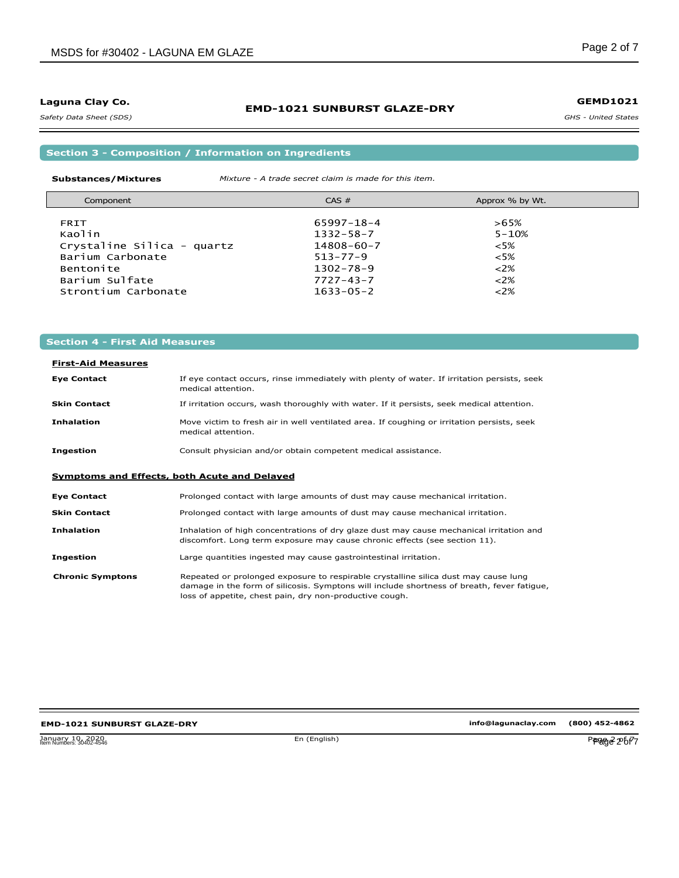**Laguna Clay Co.**

*Safety Data Sheet (SDS)*

**EMD-1021 SUNBURST GLAZE-DRY**

**GEMD1021**

*GHS - United States*

## Section 3 - Composition / Information on Ingredients

**Substances/Mixtures** *Mixture - A trade secret claim is made for this item.*

| Component | CAS # | Approx % by Wt. |
| --- | --- | --- |
| FRIT | 65997-18-4 | >65% |
| Kaolin | 1332-58-7 | 5-10% |
| Crystaline Silica - quartz | 14808-60-7 | <5% |
| Barium Carbonate | 513-77-9 | <5% |
| Bentonite | 1302-78-9 | <2% |
| Barium Sulfate | 7727-43-7 | <2% |
| Strontium Carbonate | 1633-05-2 | <2% |

## Section 4 - First Aid Measures

### First-Aid Measures

**Eye Contact** If eye contact occurs, rinse immediately with plenty of water. If irritation persists, seek medical attention.

**Skin Contact** If irritation occurs, wash thoroughly with water. If it persists, seek medical attention.

**Inhalation** Move victim to fresh air in well ventilated area. If coughing or irritation persists, seek medical attention.

**Ingestion** Consult physician and/or obtain competent medical assistance.

### Symptoms and Effects, both Acute and Delayed

**Eye Contact** Prolonged contact with large amounts of dust may cause mechanical irritation.

**Skin Contact** Prolonged contact with large amounts of dust may cause mechanical irritation.

**Inhalation** Inhalation of high concentrations of dry glaze dust may cause mechanical irritation and discomfort. Long term exposure may cause chronic effects (see section 11).

**Ingestion** Large quantities ingested may cause gastrointestinal irritation.

**Chronic Symptons** Repeated or prolonged exposure to respirable crystalline silica dust may cause lung damage in the form of silicosis. Symptons will include shortness of breath, fever fatigue, loss of appetite, chest pain, dry non-productive cough.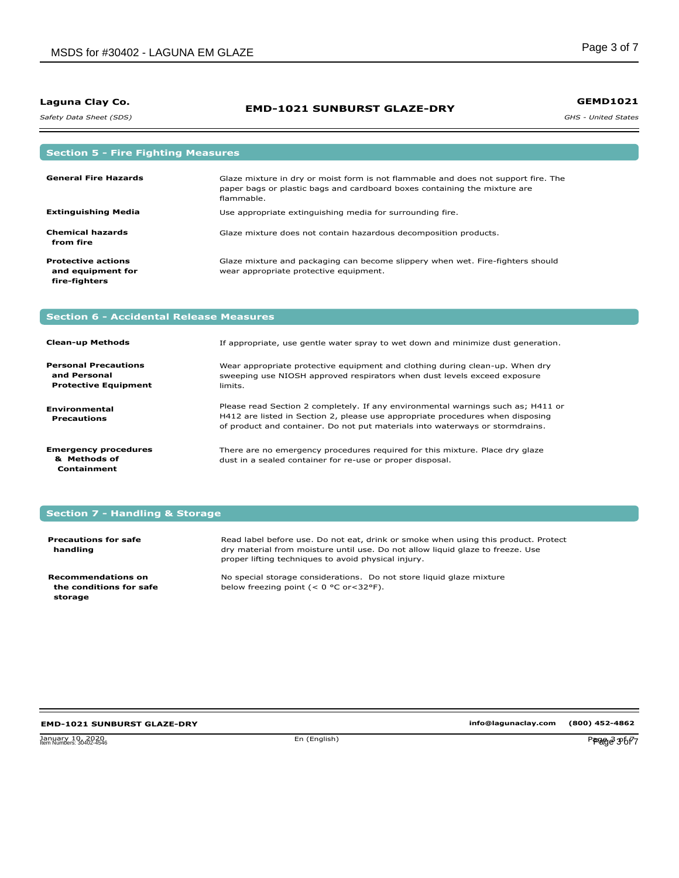## Section 5 - Fire Fighting Measures

| | |
|---|---|
| **General Fire Hazards** | Glaze mixture in dry or moist form is not flammable and does not support fire. The paper bags or plastic bags and cardboard boxes containing the mixture are flammable. |
| **Extinguishing Media** | Use appropriate extinguishing media for surrounding fire. |
| **Chemical hazards from fire** | Glaze mixture does not contain hazardous decomposition products. |
| **Protective actions and equipment for fire-fighters** | Glaze mixture and packaging can become slippery when wet. Fire-fighters should wear appropriate protective equipment. |

## Section 6 - Accidental Release Measures

| | |
|---|---|
| **Clean-up Methods** | If appropriate, use gentle water spray to wet down and minimize dust generation. |
| **Personal Precautions and Personal Protective Equipment** | Wear appropriate protective equipment and clothing during clean-up. When dry sweeping use NIOSH approved respirators when dust levels exceed exposure limits. |
| **Environmental Precautions** | Please read Section 2 completely. If any environmental warnings such as; H411 or H412 are listed in Section 2, please use appropriate procedures when disposing of product and container. Do not put materials into waterways or stormdrains. |
| **Emergency procedures & Methods of Containment** | There are no emergency procedures required for this mixture. Place dry glaze dust in a sealed container for re-use or proper disposal. |

## Section 7 - Handling & Storage

| | |
|---|---|
| **Precautions for safe handling** | Read label before use. Do not eat, drink or smoke when using this product. Protect dry material from moisture until use. Do not allow liquid glaze to freeze. Use proper lifting techniques to avoid physical injury. |
| **Recommendations on the conditions for safe storage** | No special storage considerations. Do not store liquid glaze mixture below freezing point (< 0 °C or<32°F). |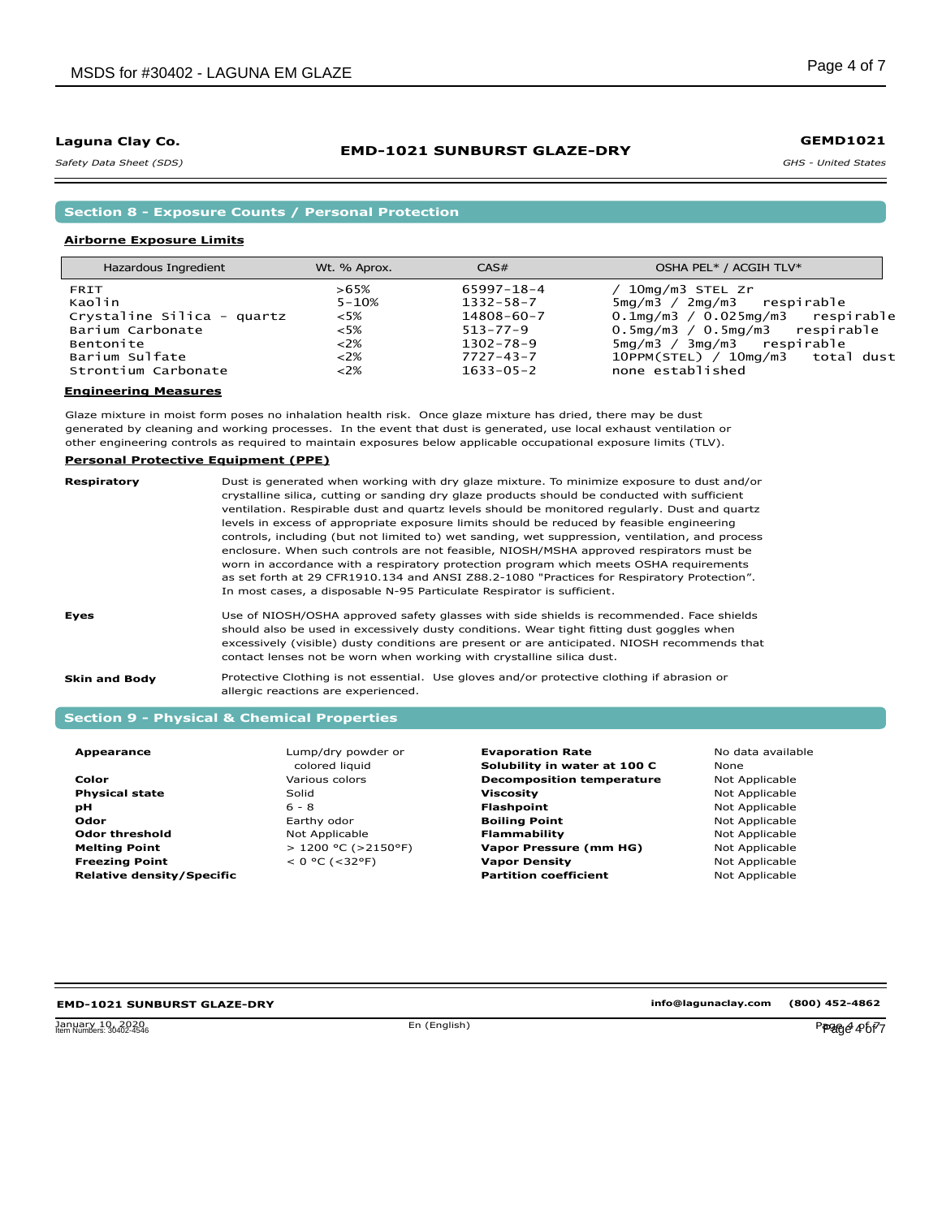**Laguna Clay Co.**

*Safety Data Sheet (SDS)*

## EMD-1021 SUNBURST GLAZE-DRY

**GEMD1021**

*GHS - United States*

## Section 8 - Exposure Counts / Personal Protection

### Airborne Exposure Limits

| Hazardous Ingredient | Wt. % Aprox. | CAS# | OSHA PEL* / ACGIH TLV* |
|---|---|---|---|
| FRIT | >65% | 65997-18-4 | / 10mg/m3 STEL Zr |
| Kaolin | 5-10% | 1332-58-7 | 5mg/m3 / 2mg/m3 respirable |
| Crystaline Silica - quartz | <5% | 14808-60-7 | 0.1mg/m3 / 0.025mg/m3 respirable |
| Barium Carbonate | <5% | 513-77-9 | 0.5mg/m3 / 0.5mg/m3 respirable |
| Bentonite | <2% | 1302-78-9 | 5mg/m3 / 3mg/m3 respirable |
| Barium Sulfate | <2% | 7727-43-7 | 10PPM(STEL) / 10mg/m3 total dust |
| Strontium Carbonate | <2% | 1633-05-2 | none established |

### Engineering Measures

Glaze mixture in moist form poses no inhalation health risk. Once glaze mixture has dried, there may be dust generated by cleaning and working processes. In the event that dust is generated, use local exhaust ventilation or other engineering controls as required to maintain exposures below applicable occupational exposure limits (TLV).

### Personal Protective Equipment (PPE)

**Respiratory**

Dust is generated when working with dry glaze mixture. To minimize exposure to dust and/or crystalline silica, cutting or sanding dry glaze products should be conducted with sufficient ventilation. Respirable dust and quartz levels should be monitored regularly. Dust and quartz levels in excess of appropriate exposure limits should be reduced by feasible engineering controls, including (but not limited to) wet sanding, wet suppression, ventilation, and process enclosure. When such controls are not feasible, NIOSH/MSHA approved respirators must be worn in accordance with a respiratory protection program which meets OSHA requirements as set forth at 29 CFR1910.134 and ANSI Z88.2-1080 "Practices for Respiratory Protection". In most cases, a disposable N-95 Particulate Respirator is sufficient.

**Eyes**

Use of NIOSH/OSHA approved safety glasses with side shields is recommended. Face shields should also be used in excessively dusty conditions. Wear tight fitting dust goggles when excessively (visible) dusty conditions are present or are anticipated. NIOSH recommends that contact lenses not be worn when working with crystalline silica dust.

**Skin and Body**

Protective Clothing is not essential. Use gloves and/or protective clothing if abrasion or allergic reactions are experienced.

## Section 9 - Physical & Chemical Properties

| Property | Value | Property | Value |
|---|---|---|---|
| **Appearance** | Lump/dry powder or colored liquid | **Evaporation Rate** | No data available |
| | | **Solubility in water at 100 C** | None |
| **Color** | Various colors | **Decomposition temperature** | Not Applicable |
| **Physical state** | Solid | **Viscosity** | Not Applicable |
| **pH** | 6 - 8 | **Flashpoint** | Not Applicable |
| **Odor** | Earthy odor | **Boiling Point** | Not Applicable |
| **Odor threshold** | Not Applicable | **Flammability** | Not Applicable |
| **Melting Point** | > 1200 °C (>2150°F) | **Vapor Pressure (mm HG)** | Not Applicable |
| **Freezing Point** | < 0 °C (<32°F) | **Vapor Density** | Not Applicable |
| **Relative density/Specific** | | **Partition coefficient** | Not Applicable |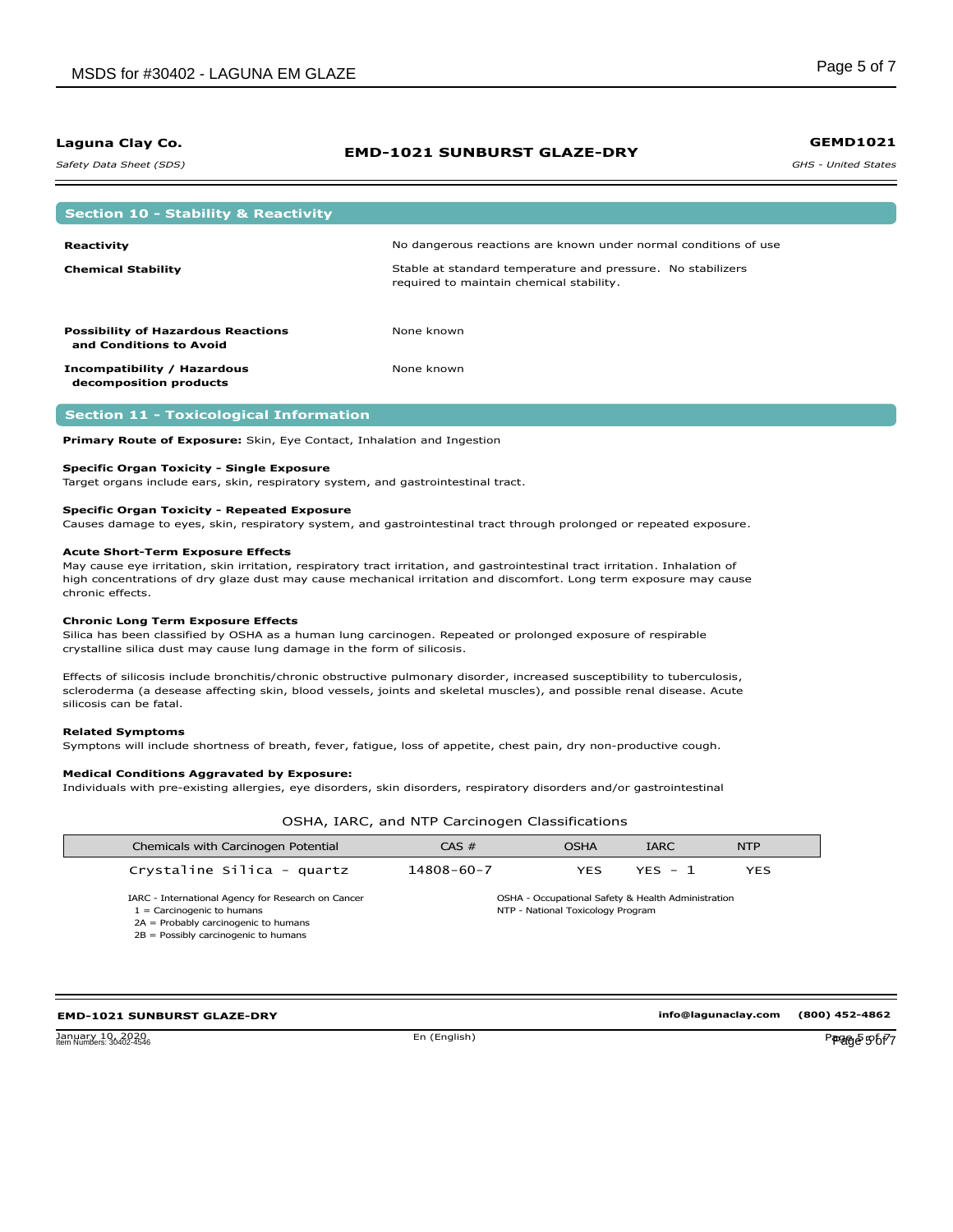## Section 10 - Stability & Reactivity

| | |
|---|---|
| **Reactivity** | No dangerous reactions are known under normal conditions of use |
| **Chemical Stability** | Stable at standard temperature and pressure. No stabilizers required to maintain chemical stability. |
| **Possibility of Hazardous Reactions and Conditions to Avoid** | None known |
| **Incompatibility / Hazardous decomposition products** | None known |

## Section 11 - Toxicological Information

**Primary Route of Exposure:** Skin, Eye Contact, Inhalation and Ingestion

**Specific Organ Toxicity - Single Exposure**
Target organs include ears, skin, respiratory system, and gastrointestinal tract.

**Specific Organ Toxicity - Repeated Exposure**
Causes damage to eyes, skin, respiratory system, and gastrointestinal tract through prolonged or repeated exposure.

**Acute Short-Term Exposure Effects**
May cause eye irritation, skin irritation, respiratory tract irritation, and gastrointestinal tract irritation. Inhalation of high concentrations of dry glaze dust may cause mechanical irritation and discomfort. Long term exposure may cause chronic effects.

**Chronic Long Term Exposure Effects**
Silica has been classified by OSHA as a human lung carcinogen. Repeated or prolonged exposure of respirable crystalline silica dust may cause lung damage in the form of silicosis.

Effects of silicosis include bronchitis/chronic obstructive pulmonary disorder, increased susceptibility to tuberculosis, scleroderma (a desease affecting skin, blood vessels, joints and skeletal muscles), and possible renal disease. Acute silicosis can be fatal.

**Related Symptoms**
Symptons will include shortness of breath, fever, fatigue, loss of appetite, chest pain, dry non-productive cough.

**Medical Conditions Aggravated by Exposure:**
Individuals with pre-existing allergies, eye disorders, skin disorders, respiratory disorders and/or gastrointestinal

OSHA, IARC, and NTP Carcinogen Classifications

| Chemicals with Carcinogen Potential | CAS # | OSHA | IARC | NTP |
|---|---|---|---|---|
| Crystaline Silica - quartz | 14808-60-7 | YES | YES - 1 | YES |

IARC - International Agency for Research on Cancer
1 = Carcinogenic to humans
2A = Probably carcinogenic to humans
2B = Possibly carcinogenic to humans

OSHA - Occupational Safety & Health Administration
NTP - National Toxicology Program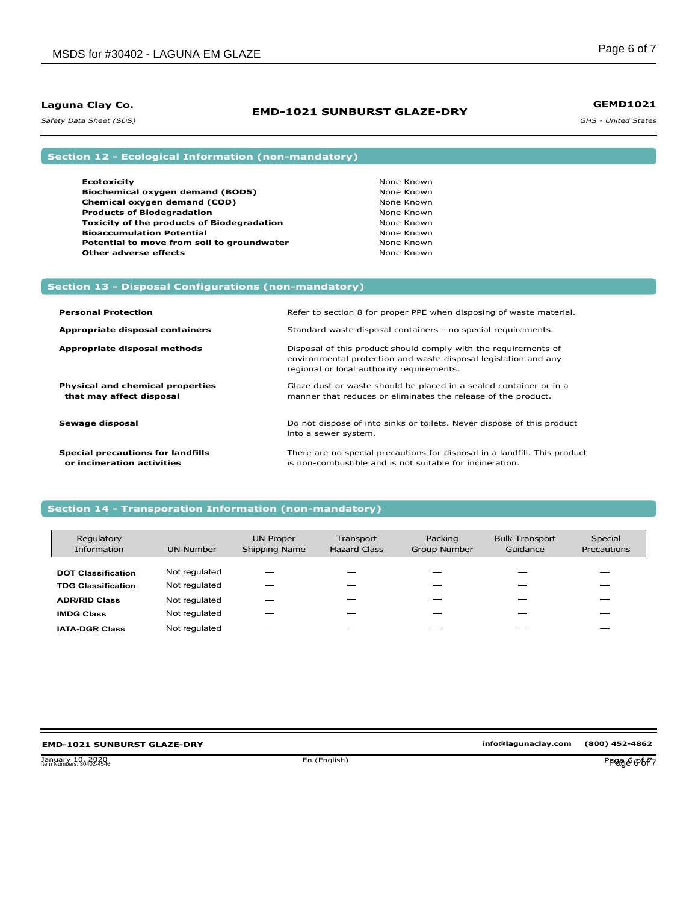## Section 12 - Ecological Information (non-mandatory)

| | |
|---|---|
| **Ecotoxicity** | None Known |
| **Biochemical oxygen demand (BOD5)** | None Known |
| **Chemical oxygen demand (COD)** | None Known |
| **Products of Biodegradation** | None Known |
| **Toxicity of the products of Biodegradation** | None Known |
| **Bioaccumulation Potential** | None Known |
| **Potential to move from soil to groundwater** | None Known |
| **Other adverse effects** | None Known |

## Section 13 - Disposal Configurations (non-mandatory)

| | |
|---|---|
| **Personal Protection** | Refer to section 8 for proper PPE when disposing of waste material. |
| **Appropriate disposal containers** | Standard waste disposal containers - no special requirements. |
| **Appropriate disposal methods** | Disposal of this product should comply with the requirements of environmental protection and waste disposal legislation and any regional or local authority requirements. |
| **Physical and chemical properties that may affect disposal** | Glaze dust or waste should be placed in a sealed container or in a manner that reduces or eliminates the release of the product. |
| **Sewage disposal** | Do not dispose of into sinks or toilets. Never dispose of this product into a sewer system. |
| **Special precautions for landfills or incineration activities** | There are no special precautions for disposal in a landfill. This product is non-combustible and is not suitable for incineration. |

## Section 14 - Transporation Information (non-mandatory)

| Regulatory Information | UN Number | UN Proper Shipping Name | Transport Hazard Class | Packing Group Number | Bulk Transport Guidance | Special Precautions |
|---|---|---|---|---|---|---|
| **DOT Classification** | Not regulated | — | — | — | — | — |
| **TDG Classification** | Not regulated | — | — | — | — | — |
| **ADR/RID Class** | Not regulated | — | — | — | — | — |
| **IMDG Class** | Not regulated | — | — | — | — | — |
| **IATA-DGR Class** | Not regulated | — | — | — | — | — |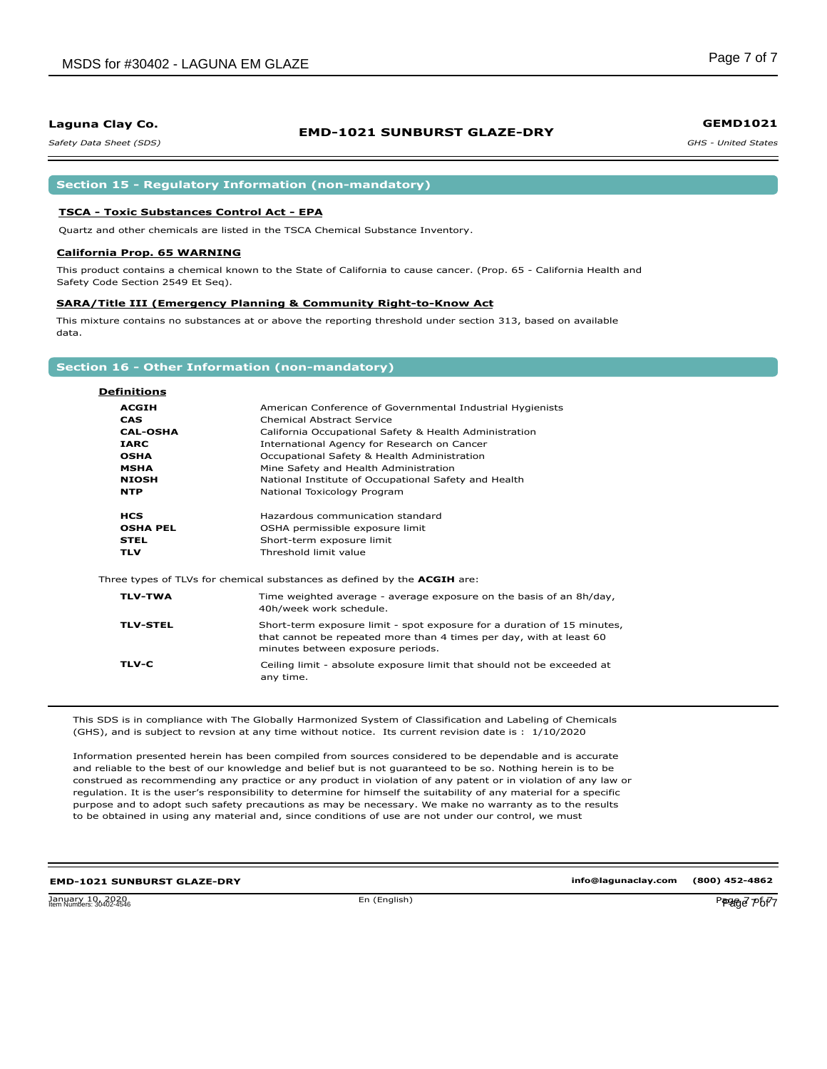**Laguna Clay Co.**

*Safety Data Sheet (SDS)*

**EMD-1021 SUNBURST GLAZE-DRY**

**GEMD1021**

*GHS - United States*

## Section 15 - Regulatory Information (non-mandatory)

### TSCA - Toxic Substances Control Act - EPA

Quartz and other chemicals are listed in the TSCA Chemical Substance Inventory.

### California Prop. 65 WARNING

This product contains a chemical known to the State of California to cause cancer. (Prop. 65 - California Health and Safety Code Section 2549 Et Seq).

### SARA/Title III (Emergency Planning & Community Right-to-Know Act

This mixture contains no substances at or above the reporting threshold under section 313, based on available data.

## Section 16 - Other Information (non-mandatory)

### Definitions

| | |
|---|---|
| **ACGIH** | American Conference of Governmental Industrial Hygienists |
| **CAS** | Chemical Abstract Service |
| **CAL-OSHA** | California Occupational Safety & Health Administration |
| **IARC** | International Agency for Research on Cancer |
| **OSHA** | Occupational Safety & Health Administration |
| **MSHA** | Mine Safety and Health Administration |
| **NIOSH** | National Institute of Occupational Safety and Health |
| **NTP** | National Toxicology Program |
| **HCS** | Hazardous communication standard |
| **OSHA PEL** | OSHA permissible exposure limit |
| **STEL** | Short-term exposure limit |
| **TLV** | Threshold limit value |

Three types of TLVs for chemical substances as defined by the **ACGIH** are:

| | |
|---|---|
| **TLV-TWA** | Time weighted average - average exposure on the basis of an 8h/day, 40h/week work schedule. |
| **TLV-STEL** | Short-term exposure limit - spot exposure for a duration of 15 minutes, that cannot be repeated more than 4 times per day, with at least 60 minutes between exposure periods. |
| **TLV-C** | Ceiling limit - absolute exposure limit that should not be exceeded at any time. |

This SDS is in compliance with The Globally Harmonized System of Classification and Labeling of Chemicals (GHS), and is subject to revsion at any time without notice. Its current revision date is : 1/10/2020

Information presented herein has been compiled from sources considered to be dependable and is accurate and reliable to the best of our knowledge and belief but is not guaranteed to be so. Nothing herein is to be construed as recommending any practice or any product in violation of any patent or in violation of any law or regulation. It is the user's responsibility to determine for himself the suitability of any material for a specific purpose and to adopt such safety precautions as may be necessary. We make no warranty as to the results to be obtained in using any material and, since conditions of use are not under our control, we must

**EMD-1021 SUNBURST GLAZE-DRY** **info@lagunaclay.com** **(800) 452-4862**

January 10, 2020
Item Numbers: 30402-4546

En (English)